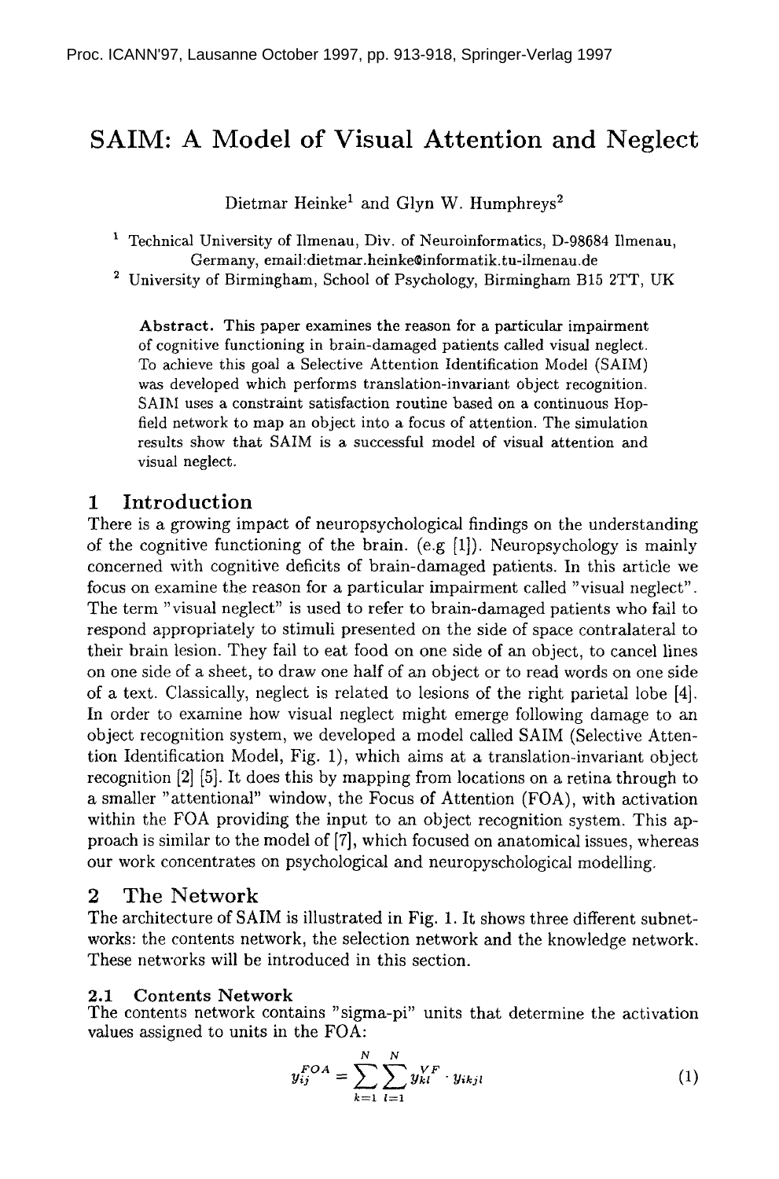# SAIM: A Model of Visual Attention and Neglect

Dietmar Heinke[1] and Glyn W. Humphreys[2]

[1] Technical University of Ilmenau, Div. of Neuroinformatics, D-98684 Ilmenau, Germany, email:dietmar.heinke@informatik.tu-ilmenau.de

[2] University of Birmingham, School of Psychology, Birmingham B15 2TT, UK

**Abstract.** This paper examines the reason for a particular impairment of cognitive functioning in brain-damaged patients called visual neglect. To achieve this goal a Selective Attention Identification Model (SAIM) was developed which performs translation-invariant object recognition. SAIM uses a constraint satisfaction routine based on a continuous Hopfield network to map an object into a focus of attention. The simulation results show that SAIM is a successful model of visual attention and visual neglect.

## 1 Introduction

There is a growing impact of neuropsychological findings on the understanding of the cognitive functioning of the brain. (e.g [1]). Neuropsychology is mainly concerned with cognitive deficits of brain-damaged patients. In this article we focus on examine the reason for a particular impairment called "visual neglect". The term "visual neglect" is used to refer to brain-damaged patients who fail to respond appropriately to stimuli presented on the side of space contralateral to their brain lesion. They fail to eat food on one side of an object, to cancel lines on one side of a sheet, to draw one half of an object or to read words on one side of a text. Classically, neglect is related to lesions of the right parietal lobe [4]. In order to examine how visual neglect might emerge following damage to an object recognition system, we developed a model called SAIM (Selective Attention Identification Model, Fig. 1), which aims at a translation-invariant object recognition [2] [5]. It does this by mapping from locations on a retina through to a smaller "attentional" window, the Focus of Attention (FOA), with activation within the FOA providing the input to an object recognition system. This approach is similar to the model of [7], which focused on anatomical issues, whereas our work concentrates on psychological and neuropyschological modelling.

## 2 The Network

The architecture of SAIM is illustrated in Fig. 1. It shows three different subnetworks: the contents network, the selection network and the knowledge network. These networks will be introduced in this section.

### 2.1 Contents Network

The contents network contains "sigma-pi" units that determine the activation values assigned to units in the FOA:

$$y_{ij}^{FOA} = \sum_{k=1}^{N} \sum_{l=1}^{N} y_{kl}^{VF} \cdot y_{ikjl} \tag{1}$$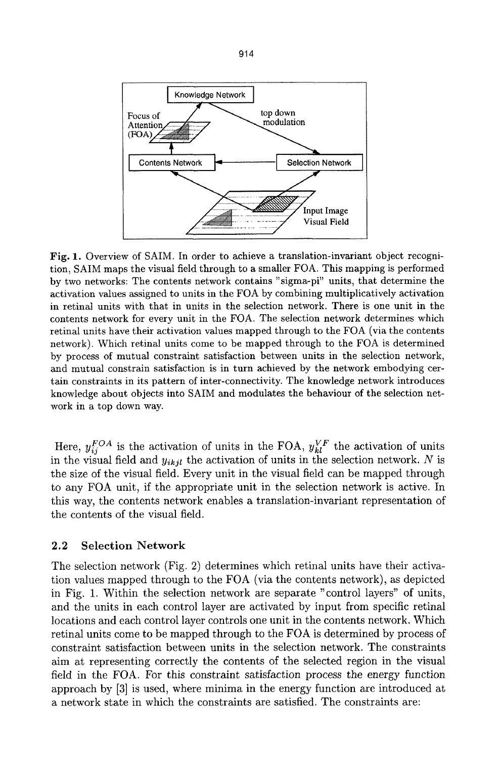**Fig. 1.** Overview of SAIM. In order to achieve a translation-invariant object recognition, SAIM maps the visual field through to a smaller FOA. This mapping is performed by two networks: The contents network contains "sigma-pi" units, that determine the activation values assigned to units in the FOA by combining multiplicatively activation in retinal units with that in units in the selection network. There is one unit in the contents network for every unit in the FOA. The selection network determines which retinal units have their activation values mapped through to the FOA (via the contents network). Which retinal units come to be mapped through to the FOA is determined by process of mutual constraint satisfaction between units in the selection network, and mutual constrain satisfaction is in turn achieved by the network embodying certain constraints in its pattern of inter-connectivity. The knowledge network introduces knowledge about objects into SAIM and modulates the behaviour of the selection network in a top down way.

Here, $y_{ij}^{FOA}$ is the activation of units in the FOA, $y_{kl}^{VF}$ the activation of units in the visual field and $y_{ikjl}$ the activation of units in the selection network. $N$ is the size of the visual field. Every unit in the visual field can be mapped through to any FOA unit, if the appropriate unit in the selection network is active. In this way, the contents network enables a translation-invariant representation of the contents of the visual field.

### 2.2 Selection Network

The selection network (Fig. 2) determines which retinal units have their activation values mapped through to the FOA (via the contents network), as depicted in Fig. 1. Within the selection network are separate "control layers" of units, and the units in each control layer are activated by input from specific retinal locations and each control layer controls one unit in the contents network. Which retinal units come to be mapped through to the FOA is determined by process of constraint satisfaction between units in the selection network. The constraints aim at representing correctly the contents of the selected region in the visual field in the FOA. For this constraint satisfaction process the energy function approach by [3] is used, where minima in the energy function are introduced at a network state in which the constraints are satisfied. The constraints are: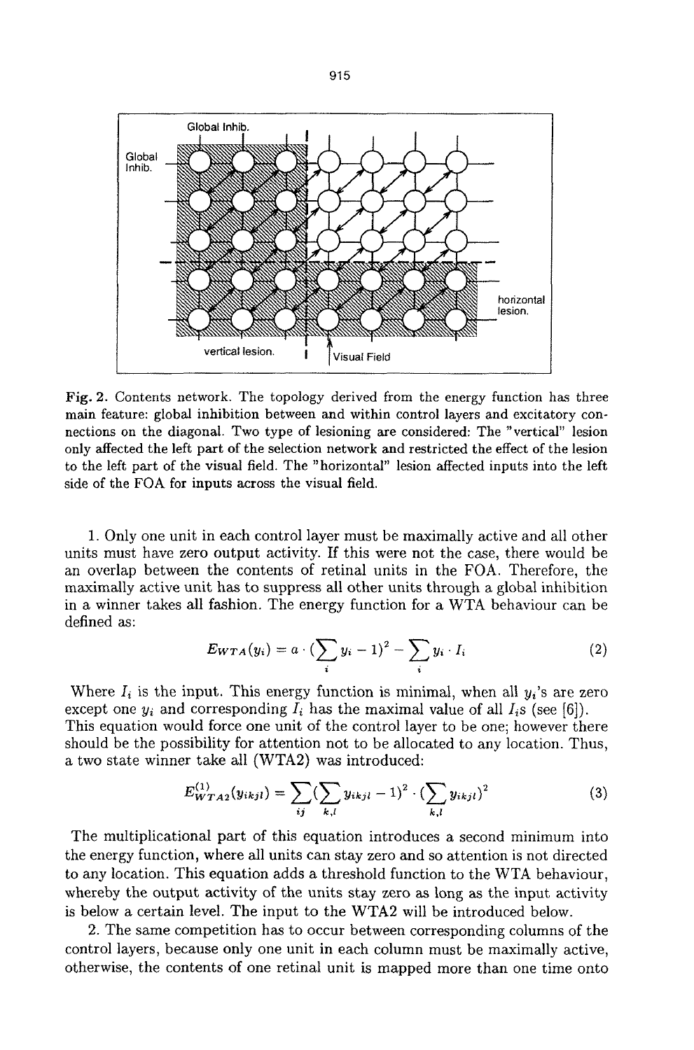Fig. 2. Contents network. The topology derived from the energy function has three main feature: global inhibition between and within control layers and excitatory connections on the diagonal. Two type of lesioning are considered: The "vertical" lesion only affected the left part of the selection network and restricted the effect of the lesion to the left part of the visual field. The "horizontal" lesion affected inputs into the left side of the FOA for inputs across the visual field.

1. Only one unit in each control layer must be maximally active and all other units must have zero output activity. If this were not the case, there would be an overlap between the contents of retinal units in the FOA. Therefore, the maximally active unit has to suppress all other units through a global inhibition in a winner takes all fashion. The energy function for a WTA behaviour can be defined as:

$$E_{WTA}(y_i) = a \cdot (\sum_i y_i - 1)^2 - \sum_i y_i \cdot I_i \tag{2}$$

Where $I_i$ is the input. This energy function is minimal, when all $y_i$'s are zero except one $y_i$ and corresponding $I_i$ has the maximal value of all $I_i$s (see [6]). This equation would force one unit of the control layer to be one; however there should be the possibility for attention not to be allocated to any location. Thus, a two state winner take all (WTA2) was introduced:

$$E^{(1)}_{WTA2}(y_{ikjl}) = \sum_{ij}(\sum_{k,l} y_{ikjl} - 1)^2 \cdot (\sum_{k,l} y_{ikjl})^2 \tag{3}$$

The multiplicational part of this equation introduces a second minimum into the energy function, where all units can stay zero and so attention is not directed to any location. This equation adds a threshold function to the WTA behaviour, whereby the output activity of the units stay zero as long as the input activity is below a certain level. The input to the WTA2 will be introduced below.

2. The same competition has to occur between corresponding columns of the control layers, because only one unit in each column must be maximally active, otherwise, the contents of one retinal unit is mapped more than one time onto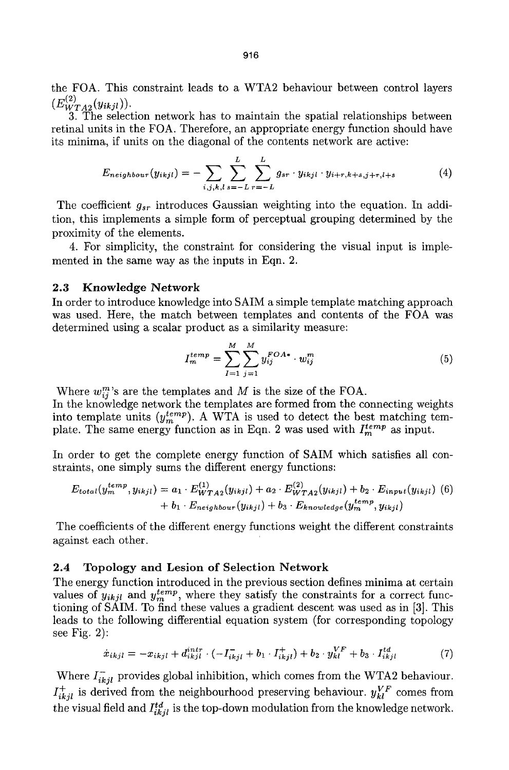the FOA. This constraint leads to a WTA2 behaviour between control layers ($E^{(2)}_{WTA2}(y_{ikjl})$).

3. The selection network has to maintain the spatial relationships between retinal units in the FOA. Therefore, an appropriate energy function should have its minima, if units on the diagonal of the contents network are active:

$$E_{neighbour}(y_{ikjl}) = -\sum_{i,j,k,l}\sum_{s=-L}^{L}\sum_{r=-L}^{L} g_{sr} \cdot y_{ikjl} \cdot y_{i+r,k+s,j+r,l+s} \tag{4}$$

The coefficient $g_{sr}$ introduces Gaussian weighting into the equation. In addition, this implements a simple form of perceptual grouping determined by the proximity of the elements.

4. For simplicity, the constraint for considering the visual input is implemented in the same way as the inputs in Eqn. 2.

### 2.3 Knowledge Network

In order to introduce knowledge into SAIM a simple template matching approach was used. Here, the match between templates and contents of the FOA was determined using a scalar product as a similarity measure:

$$I^{temp}_{m} = \sum_{l=1}^{M}\sum_{j=1}^{M} y^{FOA*}_{ij} \cdot w^{m}_{ij} \tag{5}$$

Where $w^{m}_{ij}$'s are the templates and $M$ is the size of the FOA.
In the knowledge network the templates are formed from the connecting weights into template units ($y^{temp}_{m}$). A WTA is used to detect the best matching template. The same energy function as in Eqn. 2 was used with $I^{temp}_{m}$ as input.

In order to get the complete energy function of SAIM which satisfies all constraints, one simply sums the different energy functions:

$$\begin{aligned} E_{total}(y^{temp}_{m}, y_{ikjl}) = {} & a_1 \cdot E^{(1)}_{WTA2}(y_{ikjl}) + a_2 \cdot E^{(2)}_{WTA2}(y_{ikjl}) + b_2 \cdot E_{input}(y_{ikjl}) \\ & + b_1 \cdot E_{neighbour}(y_{ikjl}) + b_3 \cdot E_{knowledge}(y^{temp}_{m}, y_{ikjl}) \end{aligned} \tag{6}$$

The coefficients of the different energy functions weight the different constraints against each other.

### 2.4 Topology and Lesion of Selection Network

The energy function introduced in the previous section defines minima at certain values of $y_{ikjl}$ and $y^{temp}_{m}$, where they satisfy the constraints for a correct functioning of SAIM. To find these values a gradient descent was used as in [3]. This leads to the following differential equation system (for corresponding topology see Fig. 2):

$$\dot{x}_{ikjl} = -x_{ikjl} + d^{intr}_{ikjl} \cdot (-I^{-}_{ikjl} + b_1 \cdot I^{+}_{ikjl}) + b_2 \cdot y^{VF}_{kl} + b_3 \cdot I^{td}_{ikjl} \tag{7}$$

Where $I^{-}_{ikjl}$ provides global inhibition, which comes from the WTA2 behaviour. $I^{+}_{ikjl}$ is derived from the neighbourhood preserving behaviour. $y^{VF}_{kl}$ comes from the visual field and $I^{td}_{ikjl}$ is the top-down modulation from the knowledge network.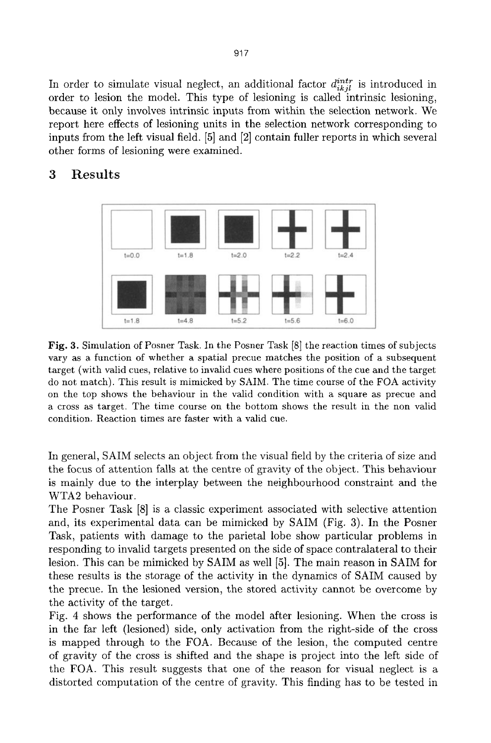In order to simulate visual neglect, an additional factor $d^{intr}_{ikjl}$ is introduced in order to lesion the model. This type of lesioning is called intrinsic lesioning, because it only involves intrinsic inputs from within the selection network. We report here effects of lesioning units in the selection network corresponding to inputs from the left visual field. [5] and [2] contain fuller reports in which several other forms of lesioning were examined.

## 3 Results

**Fig. 3.** Simulation of Posner Task. In the Posner Task [8] the reaction times of subjects vary as a function of whether a spatial precue matches the position of a subsequent target (with valid cues, relative to invalid cues where positions of the cue and the target do not match). This result is mimicked by SAIM. The time course of the FOA activity on the top shows the behaviour in the valid condition with a square as precue and a cross as target. The time course on the bottom shows the result in the non valid condition. Reaction times are faster with a valid cue.

In general, SAIM selects an object from the visual field by the criteria of size and the focus of attention falls at the centre of gravity of the object. This behaviour is mainly due to the interplay between the neighbourhood constraint and the WTA2 behaviour.

The Posner Task [8] is a classic experiment associated with selective attention and, its experimental data can be mimicked by SAIM (Fig. 3). In the Posner Task, patients with damage to the parietal lobe show particular problems in responding to invalid targets presented on the side of space contralateral to their lesion. This can be mimicked by SAIM as well [5]. The main reason in SAIM for these results is the storage of the activity in the dynamics of SAIM caused by the precue. In the lesioned version, the stored activity cannot be overcome by the activity of the target.

Fig. 4 shows the performance of the model after lesioning. When the cross is in the far left (lesioned) side, only activation from the right-side of the cross is mapped through to the FOA. Because of the lesion, the computed centre of gravity of the cross is shifted and the shape is project into the left side of the FOA. This result suggests that one of the reason for visual neglect is a distorted computation of the centre of gravity. This finding has to be tested in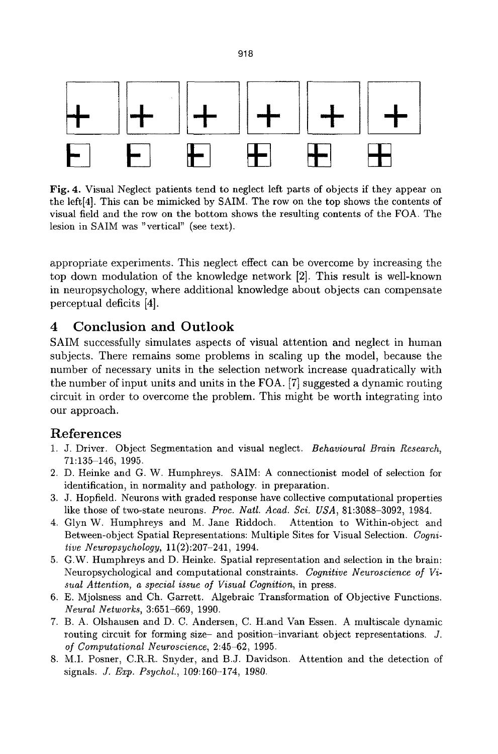**Fig. 4.** Visual Neglect patients tend to neglect left parts of objects if they appear on the left[4]. This can be mimicked by SAIM. The row on the top shows the contents of visual field and the row on the bottom shows the resulting contents of the FOA. The lesion in SAIM was "vertical" (see text).

appropriate experiments. This neglect effect can be overcome by increasing the top down modulation of the knowledge network [2]. This result is well-known in neuropsychology, where additional knowledge about objects can compensate perceptual deficits [4].

## 4 Conclusion and Outlook

SAIM successfully simulates aspects of visual attention and neglect in human subjects. There remains some problems in scaling up the model, because the number of necessary units in the selection network increase quadratically with the number of input units and units in the FOA. [7] suggested a dynamic routing circuit in order to overcome the problem. This might be worth integrating into our approach.

## References

1. J. Driver. Object Segmentation and visual neglect. *Behavioural Brain Research*, 71:135–146, 1995.
2. D. Heinke and G. W. Humphreys. SAIM: A connectionist model of selection for identification, in normality and pathology. in preparation.
3. J. Hopfield. Neurons with graded response have collective computational properties like those of two-state neurons. *Proc. Natl. Acad. Sci. USA*, 81:3088–3092, 1984.
4. Glyn W. Humphreys and M. Jane Riddoch. Attention to Within-object and Between-object Spatial Representations: Multiple Sites for Visual Selection. *Cognitive Neuropsychology*, 11(2):207–241, 1994.
5. G.W. Humphreys and D. Heinke. Spatial representation and selection in the brain: Neuropsychological and computational constraints. *Cognitive Neuroscience of Visual Attention, a special issue of Visual Cognition*, in press.
6. E. Mjolsness and Ch. Garrett. Algebraic Transformation of Objective Functions. *Neural Networks*, 3:651–669, 1990.
7. B. A. Olshausen and D. C. Andersen, C. H.and Van Essen. A multiscale dynamic routing circuit for forming size– and position–invariant object representations. *J. of Computational Neuroscience*, 2:45–62, 1995.
8. M.I. Posner, C.R.R. Snyder, and B.J. Davidson. Attention and the detection of signals. *J. Exp. Psychol.*, 109:160–174, 1980.